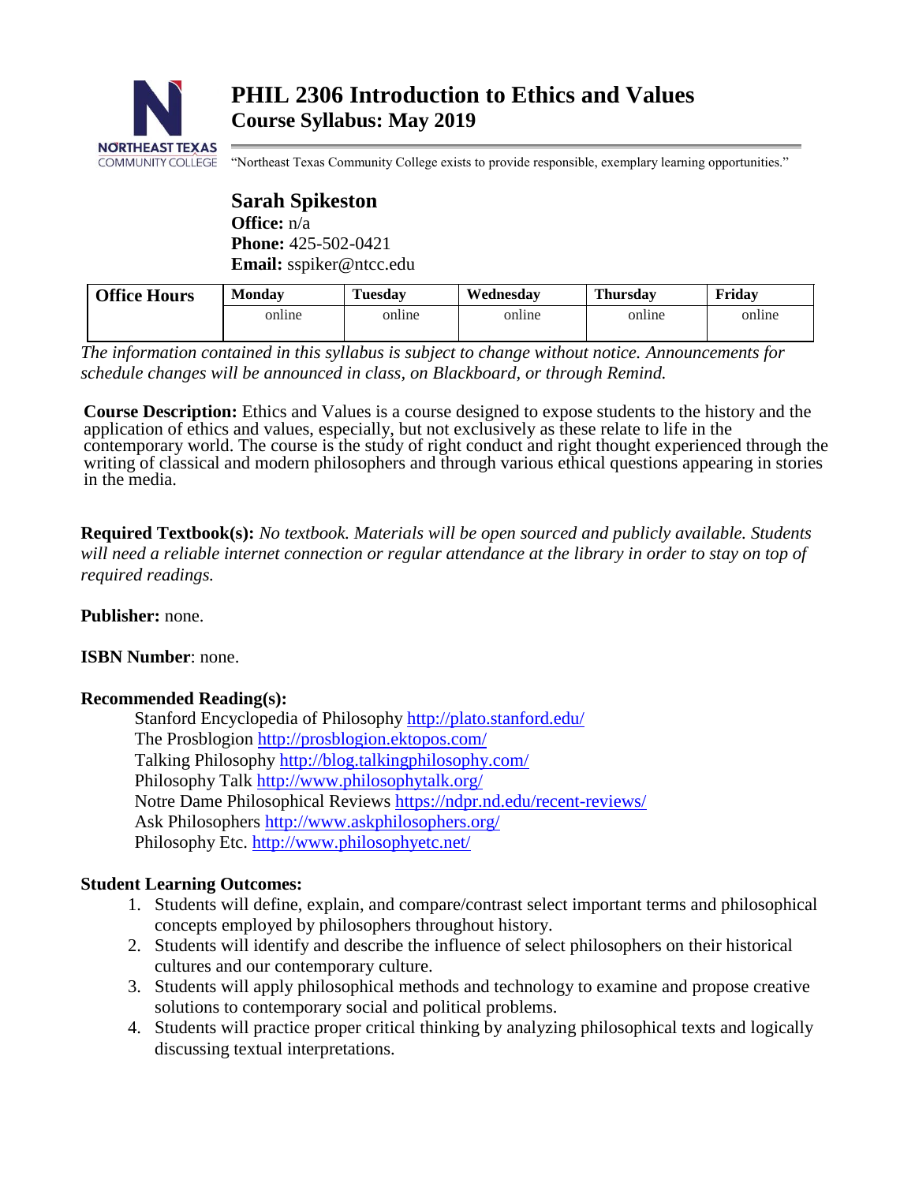# PHIL 2306 Introduction to Ethics and Values
## Course Syllabus: May 2019

"Northeast Texas Community College exists to provide responsible, exemplary learning opportunities."

**Sarah Spikeston**
**Office:** n/a
**Phone:** 425-502-0421
**Email:** sspiker@ntcc.edu

| Office Hours | Monday | Tuesday | Wednesday | Thursday | Friday |
|---|---|---|---|---|---|
| | online | online | online | online | online |

*The information contained in this syllabus is subject to change without notice. Announcements for schedule changes will be announced in class, on Blackboard, or through Remind.*

**Course Description:** Ethics and Values is a course designed to expose students to the history and the application of ethics and values, especially, but not exclusively as these relate to life in the contemporary world. The course is the study of right conduct and right thought experienced through the writing of classical and modern philosophers and through various ethical questions appearing in stories in the media.

**Required Textbook(s):** *No textbook. Materials will be open sourced and publicly available. Students will need a reliable internet connection or regular attendance at the library in order to stay on top of required readings.*

**Publisher:** none.

**ISBN Number**: none.

**Recommended Reading(s):**

Stanford Encyclopedia of Philosophy http://plato.stanford.edu/
The Prosblogion http://prosblogion.ektopos.com/
Talking Philosophy http://blog.talkingphilosophy.com/
Philosophy Talk http://www.philosophytalk.org/
Notre Dame Philosophical Reviews https://ndpr.nd.edu/recent-reviews/
Ask Philosophers http://www.askphilosophers.org/
Philosophy Etc. http://www.philosophyetc.net/

**Student Learning Outcomes:**

1. Students will define, explain, and compare/contrast select important terms and philosophical concepts employed by philosophers throughout history.
2. Students will identify and describe the influence of select philosophers on their historical cultures and our contemporary culture.
3. Students will apply philosophical methods and technology to examine and propose creative solutions to contemporary social and political problems.
4. Students will practice proper critical thinking by analyzing philosophical texts and logically discussing textual interpretations.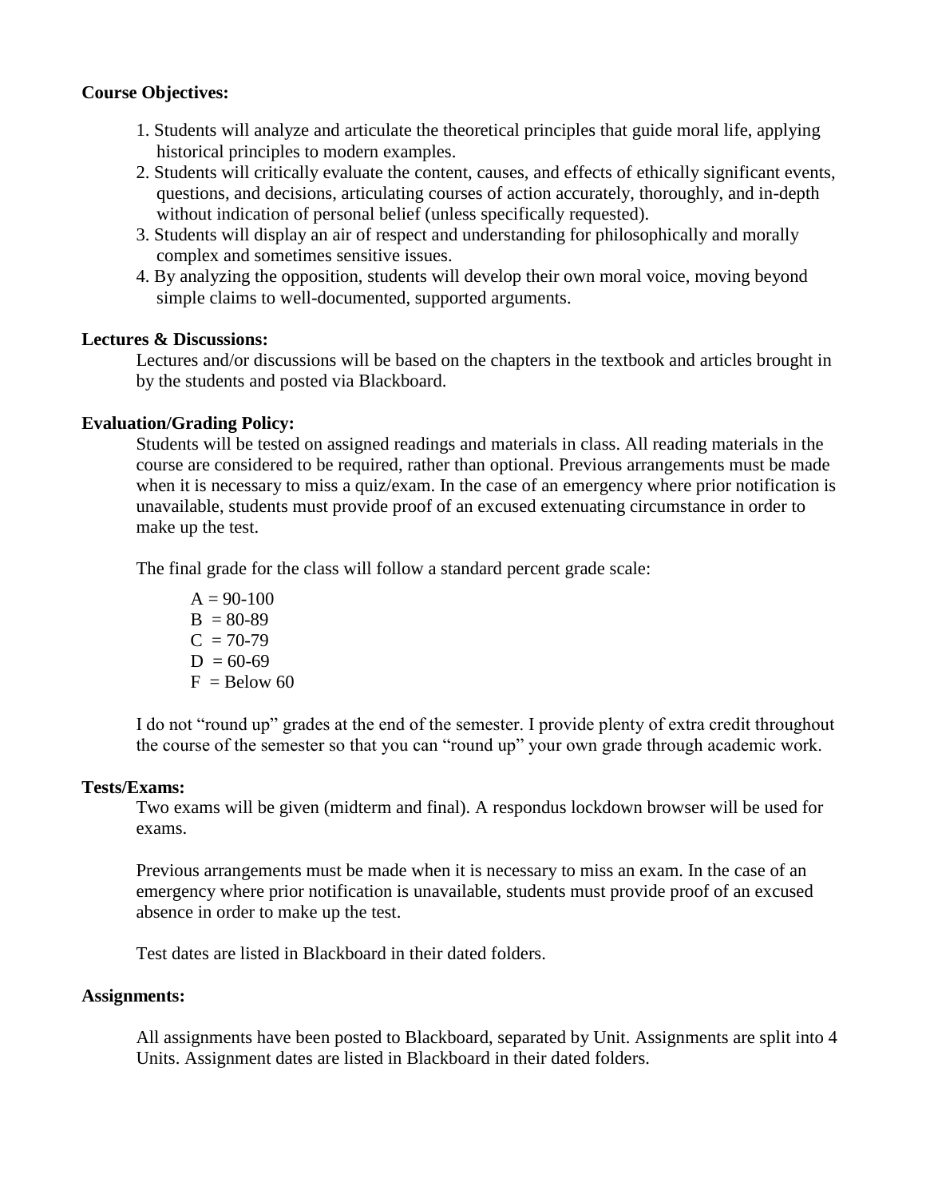**Course Objectives:**

1. Students will analyze and articulate the theoretical principles that guide moral life, applying historical principles to modern examples.
2. Students will critically evaluate the content, causes, and effects of ethically significant events, questions, and decisions, articulating courses of action accurately, thoroughly, and in-depth without indication of personal belief (unless specifically requested).
3. Students will display an air of respect and understanding for philosophically and morally complex and sometimes sensitive issues.
4. By analyzing the opposition, students will develop their own moral voice, moving beyond simple claims to well-documented, supported arguments.

**Lectures & Discussions:**

Lectures and/or discussions will be based on the chapters in the textbook and articles brought in by the students and posted via Blackboard.

**Evaluation/Grading Policy:**

Students will be tested on assigned readings and materials in class. All reading materials in the course are considered to be required, rather than optional. Previous arrangements must be made when it is necessary to miss a quiz/exam. In the case of an emergency where prior notification is unavailable, students must provide proof of an excused extenuating circumstance in order to make up the test.

The final grade for the class will follow a standard percent grade scale:

A = 90-100
B = 80-89
C = 70-79
D = 60-69
F = Below 60

I do not "round up" grades at the end of the semester. I provide plenty of extra credit throughout the course of the semester so that you can "round up" your own grade through academic work.

**Tests/Exams:**

Two exams will be given (midterm and final). A respondus lockdown browser will be used for exams.

Previous arrangements must be made when it is necessary to miss an exam. In the case of an emergency where prior notification is unavailable, students must provide proof of an excused absence in order to make up the test.

Test dates are listed in Blackboard in their dated folders.

**Assignments:**

All assignments have been posted to Blackboard, separated by Unit. Assignments are split into 4 Units. Assignment dates are listed in Blackboard in their dated folders.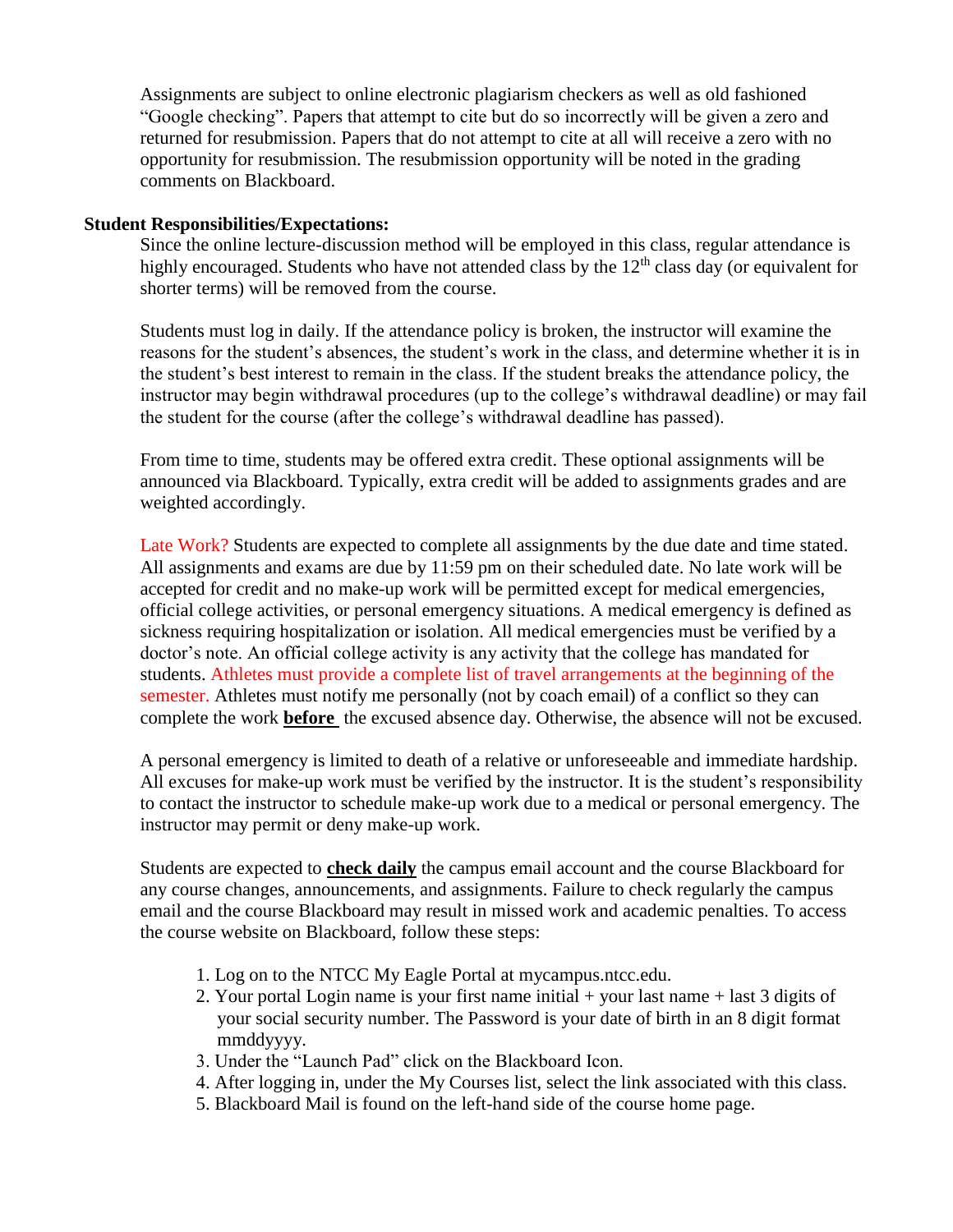Assignments are subject to online electronic plagiarism checkers as well as old fashioned "Google checking". Papers that attempt to cite but do so incorrectly will be given a zero and returned for resubmission. Papers that do not attempt to cite at all will receive a zero with no opportunity for resubmission. The resubmission opportunity will be noted in the grading comments on Blackboard.

**Student Responsibilities/Expectations:**

Since the online lecture-discussion method will be employed in this class, regular attendance is highly encouraged. Students who have not attended class by the 12th class day (or equivalent for shorter terms) will be removed from the course.

Students must log in daily. If the attendance policy is broken, the instructor will examine the reasons for the student's absences, the student's work in the class, and determine whether it is in the student's best interest to remain in the class. If the student breaks the attendance policy, the instructor may begin withdrawal procedures (up to the college's withdrawal deadline) or may fail the student for the course (after the college's withdrawal deadline has passed).

From time to time, students may be offered extra credit. These optional assignments will be announced via Blackboard. Typically, extra credit will be added to assignments grades and are weighted accordingly.

Late Work? Students are expected to complete all assignments by the due date and time stated. All assignments and exams are due by 11:59 pm on their scheduled date. No late work will be accepted for credit and no make-up work will be permitted except for medical emergencies, official college activities, or personal emergency situations. A medical emergency is defined as sickness requiring hospitalization or isolation. All medical emergencies must be verified by a doctor's note. An official college activity is any activity that the college has mandated for students. Athletes must provide a complete list of travel arrangements at the beginning of the semester. Athletes must notify me personally (not by coach email) of a conflict so they can complete the work **before** the excused absence day. Otherwise, the absence will not be excused.

A personal emergency is limited to death of a relative or unforeseeable and immediate hardship. All excuses for make-up work must be verified by the instructor. It is the student's responsibility to contact the instructor to schedule make-up work due to a medical or personal emergency. The instructor may permit or deny make-up work.

Students are expected to **check daily** the campus email account and the course Blackboard for any course changes, announcements, and assignments. Failure to check regularly the campus email and the course Blackboard may result in missed work and academic penalties. To access the course website on Blackboard, follow these steps:

1. Log on to the NTCC My Eagle Portal at mycampus.ntcc.edu.
2. Your portal Login name is your first name initial + your last name + last 3 digits of your social security number. The Password is your date of birth in an 8 digit format mmddyyyy.
3. Under the "Launch Pad" click on the Blackboard Icon.
4. After logging in, under the My Courses list, select the link associated with this class.
5. Blackboard Mail is found on the left-hand side of the course home page.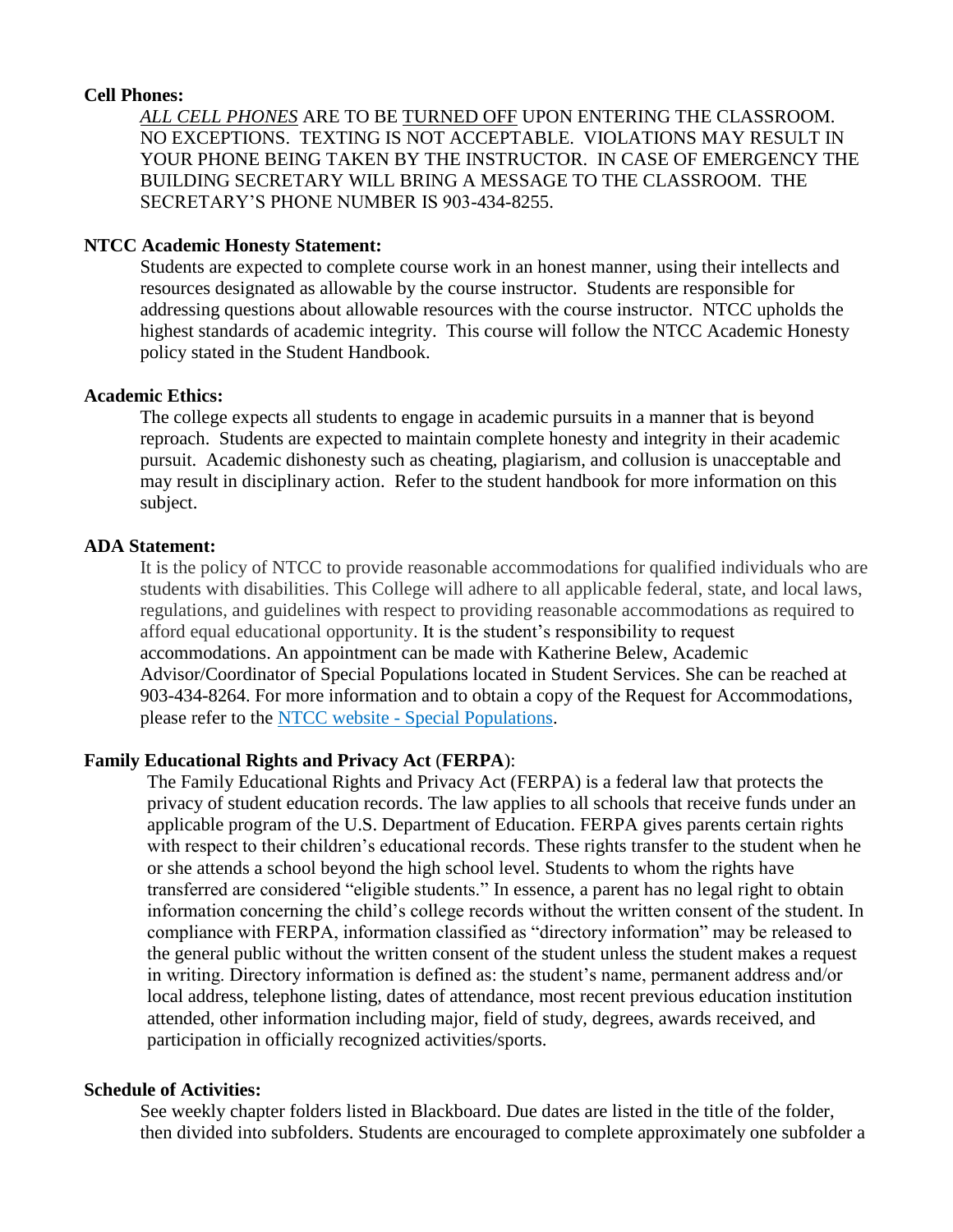**Cell Phones:**

*ALL CELL PHONES* ARE TO BE TURNED OFF UPON ENTERING THE CLASSROOM. NO EXCEPTIONS. TEXTING IS NOT ACCEPTABLE. VIOLATIONS MAY RESULT IN YOUR PHONE BEING TAKEN BY THE INSTRUCTOR. IN CASE OF EMERGENCY THE BUILDING SECRETARY WILL BRING A MESSAGE TO THE CLASSROOM. THE SECRETARY'S PHONE NUMBER IS 903-434-8255.

**NTCC Academic Honesty Statement:**

Students are expected to complete course work in an honest manner, using their intellects and resources designated as allowable by the course instructor. Students are responsible for addressing questions about allowable resources with the course instructor. NTCC upholds the highest standards of academic integrity. This course will follow the NTCC Academic Honesty policy stated in the Student Handbook.

**Academic Ethics:**

The college expects all students to engage in academic pursuits in a manner that is beyond reproach. Students are expected to maintain complete honesty and integrity in their academic pursuit. Academic dishonesty such as cheating, plagiarism, and collusion is unacceptable and may result in disciplinary action. Refer to the student handbook for more information on this subject.

**ADA Statement:**

It is the policy of NTCC to provide reasonable accommodations for qualified individuals who are students with disabilities. This College will adhere to all applicable federal, state, and local laws, regulations, and guidelines with respect to providing reasonable accommodations as required to afford equal educational opportunity. It is the student's responsibility to request accommodations. An appointment can be made with Katherine Belew, Academic Advisor/Coordinator of Special Populations located in Student Services. She can be reached at 903-434-8264. For more information and to obtain a copy of the Request for Accommodations, please refer to the NTCC website - Special Populations.

**Family Educational Rights and Privacy Act (FERPA):**

The Family Educational Rights and Privacy Act (FERPA) is a federal law that protects the privacy of student education records. The law applies to all schools that receive funds under an applicable program of the U.S. Department of Education. FERPA gives parents certain rights with respect to their children's educational records. These rights transfer to the student when he or she attends a school beyond the high school level. Students to whom the rights have transferred are considered "eligible students." In essence, a parent has no legal right to obtain information concerning the child's college records without the written consent of the student. In compliance with FERPA, information classified as "directory information" may be released to the general public without the written consent of the student unless the student makes a request in writing. Directory information is defined as: the student's name, permanent address and/or local address, telephone listing, dates of attendance, most recent previous education institution attended, other information including major, field of study, degrees, awards received, and participation in officially recognized activities/sports.

**Schedule of Activities:**

See weekly chapter folders listed in Blackboard. Due dates are listed in the title of the folder, then divided into subfolders. Students are encouraged to complete approximately one subfolder a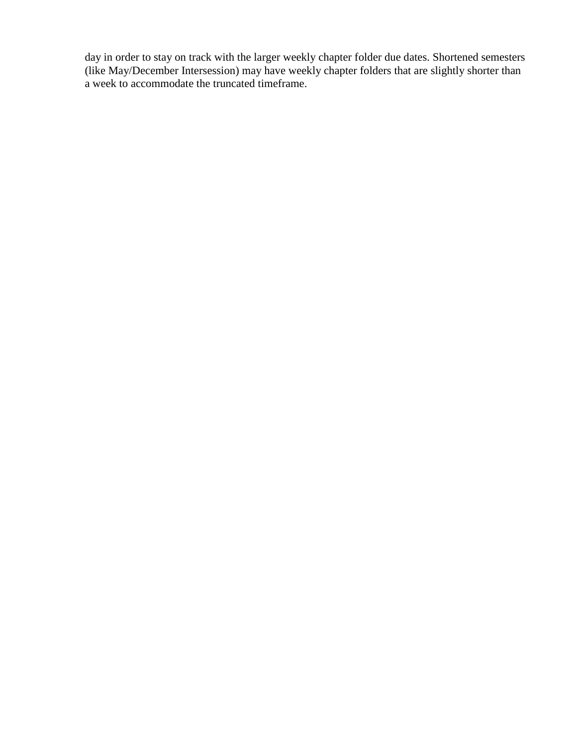day in order to stay on track with the larger weekly chapter folder due dates. Shortened semesters (like May/December Intersession) may have weekly chapter folders that are slightly shorter than a week to accommodate the truncated timeframe.